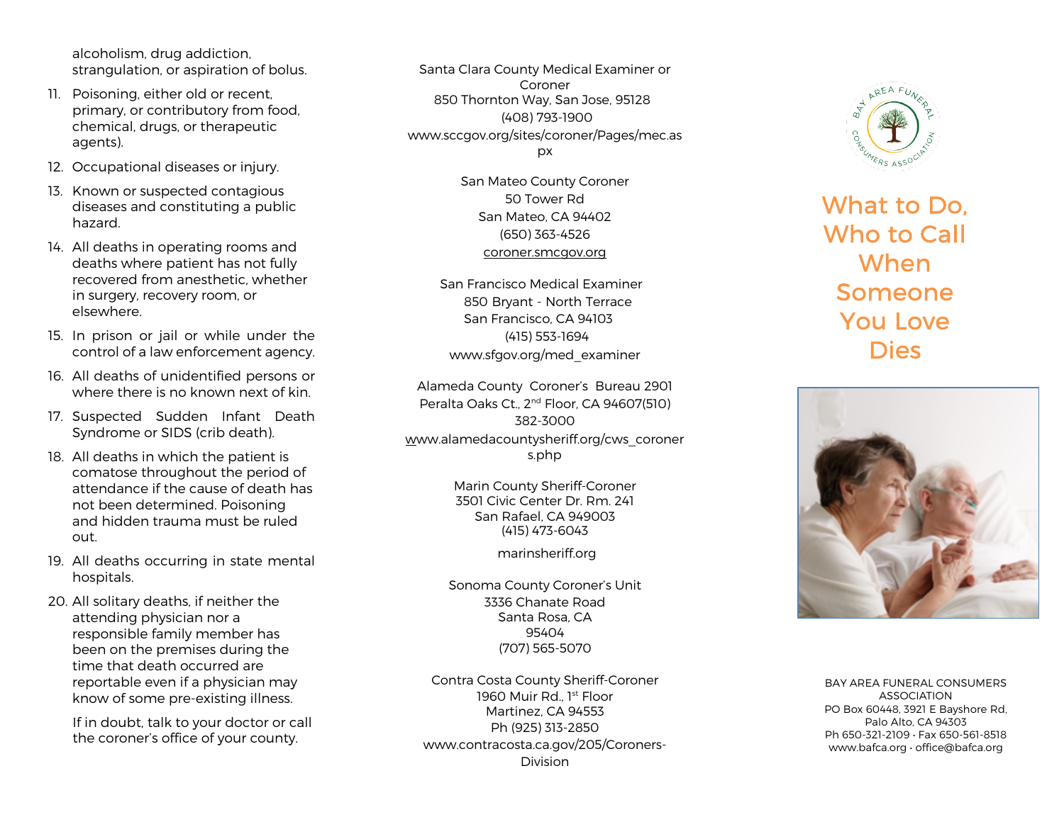alcoholism, drug addiction, strangulation, or aspiration of bolus.

11. Poisoning, either old or recent, primary, or contributory from food, chemical, drugs, or therapeutic agents).
12. Occupational diseases or injury.
13. Known or suspected contagious diseases and constituting a public hazard.
14. All deaths in operating rooms and deaths where patient has not fully recovered from anesthetic, whether in surgery, recovery room, or elsewhere.
15. In prison or jail or while under the control of a law enforcement agency.
16. All deaths of unidentified persons or where there is no known next of kin.
17. Suspected Sudden Infant Death Syndrome or SIDS (crib death).
18. All deaths in which the patient is comatose throughout the period of attendance if the cause of death has not been determined. Poisoning and hidden trauma must be ruled out.
19. All deaths occurring in state mental hospitals.
20. All solitary deaths, if neither the attending physician nor a responsible family member has been on the premises during the time that death occurred are reportable even if a physician may know of some pre-existing illness.

If in doubt, talk to your doctor or call the coroner's office of your county.

Santa Clara County Medical Examiner or Coroner
850 Thornton Way, San Jose, 95128
(408) 793-1900
www.sccgov.org/sites/coroner/Pages/mec.aspx

San Mateo County Coroner
50 Tower Rd
San Mateo, CA 94402
(650) 363-4526
coroner.smcgov.org

San Francisco Medical Examiner
850 Bryant - North Terrace
San Francisco, CA 94103
(415) 553-1694
www.sfgov.org/med_examiner

Alameda County Coroner's Bureau 2901 Peralta Oaks Ct., 2nd Floor, CA 94607(510) 382-3000
www.alamedacountysheriff.org/cws_coroners.php

Marin County Sheriff-Coroner
3501 Civic Center Dr. Rm. 241
San Rafael, CA 949003
(415) 473-6043
marinsheriff.org

Sonoma County Coroner's Unit
3336 Chanate Road
Santa Rosa, CA
95404
(707) 565-5070

Contra Costa County Sheriff-Coroner
1960 Muir Rd., 1st Floor
Martinez, CA 94553
Ph (925) 313-2850
www.contracosta.ca.gov/205/Coroners-Division

BAY AREA FUNERAL CONSUMERS ASSOCIATION

# What to Do, Who to Call When Someone You Love Dies

BAY AREA FUNERAL CONSUMERS ASSOCIATION
PO Box 60448, 3921 E Bayshore Rd, Palo Alto, CA 94303
Ph 650-321-2109 • Fax 650-561-8518
www.bafca.org • office@bafca.org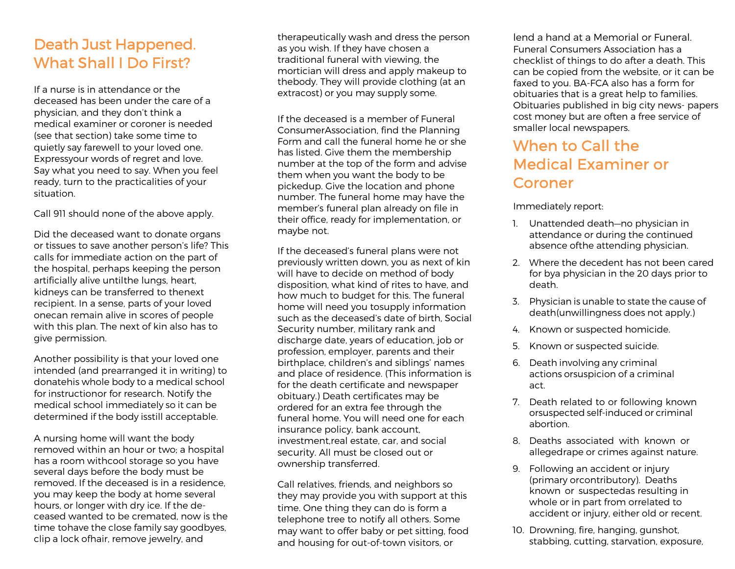## Death Just Happened. What Shall I Do First?

If a nurse is in attendance or the deceased has been under the care of a physician, and they don't think a medical examiner or coroner is needed (see that section) take some time to quietly say farewell to your loved one. Expressyour words of regret and love. Say what you need to say. When you feel ready, turn to the practicalities of your situation.

Call 911 should none of the above apply.

Did the deceased want to donate organs or tissues to save another person's life? This calls for immediate action on the part of the hospital, perhaps keeping the person artificially alive untilthe lungs, heart, kidneys can be transferred to thenext recipient. In a sense, parts of your loved onecan remain alive in scores of people with this plan. The next of kin also has to give permission.

Another possibility is that your loved one intended (and prearranged it in writing) to donatehis whole body to a medical school for instructionor for research. Notify the medical school immediately so it can be determined if the body isstill acceptable.

A nursing home will want the body removed within an hour or two; a hospital has a room withcool storage so you have several days before the body must be removed. If the deceased is in a residence, you may keep the body at home several hours, or longer with dry ice. If the de- ceased wanted to be cremated, now is the time tohave the close family say goodbyes, clip a lock ofhair, remove jewelry, and therapeutically wash and dress the person as you wish. If they have chosen a traditional funeral with viewing, the mortician will dress and apply makeup to thebody. They will provide clothing (at an extracost) or you may supply some.

If the deceased is a member of Funeral ConsumerAssociation, find the Planning Form and call the funeral home he or she has listed. Give them the membership number at the top of the form and advise them when you want the body to be pickedup. Give the location and phone number. The funeral home may have the member's funeral plan already on file in their office, ready for implementation, or maybe not.

If the deceased's funeral plans were not previously written down, you as next of kin will have to decide on method of body disposition, what kind of rites to have, and how much to budget for this. The funeral home will need you tosupply information such as the deceased's date of birth, Social Security number, military rank and discharge date, years of education, job or profession, employer, parents and their birthplace, children's and siblings' names and place of residence. (This information is for the death certificate and newspaper obituary.) Death certificates may be ordered for an extra fee through the funeral home. You will need one for each insurance policy, bank account, investment,real estate, car, and social security. All must be closed out or ownership transferred.

Call relatives, friends, and neighbors so they may provide you with support at this time. One thing they can do is form a telephone tree to notify all others. Some may want to offer baby or pet sitting, food and housing for out-of-town visitors, or lend a hand at a Memorial or Funeral. Funeral Consumers Association has a checklist of things to do after a death. This can be copied from the website, or it can be faxed to you. BA-FCA also has a form for obituaries that is a great help to families. Obituaries published in big city news- papers cost money but are often a free service of smaller local newspapers.

## When to Call the Medical Examiner or Coroner

Immediately report:

1. Unattended death—no physician in attendance or during the continued absence ofthe attending physician.
2. Where the decedent has not been cared for bya physician in the 20 days prior to death.
3. Physician is unable to state the cause of death(unwillingness does not apply.)
4. Known or suspected homicide.
5. Known or suspected suicide.
6. Death involving any criminal actions orsuspicion of a criminal act.
7. Death related to or following known orsuspected self-induced or criminal abortion.
8. Deaths associated with known or allegedrape or crimes against nature.
9. Following an accident or injury (primary orcontributory). Deaths known or suspectedas resulting in whole or in part from orrelated to accident or injury, either old or recent.
10. Drowning, fire, hanging, gunshot, stabbing, cutting, starvation, exposure,